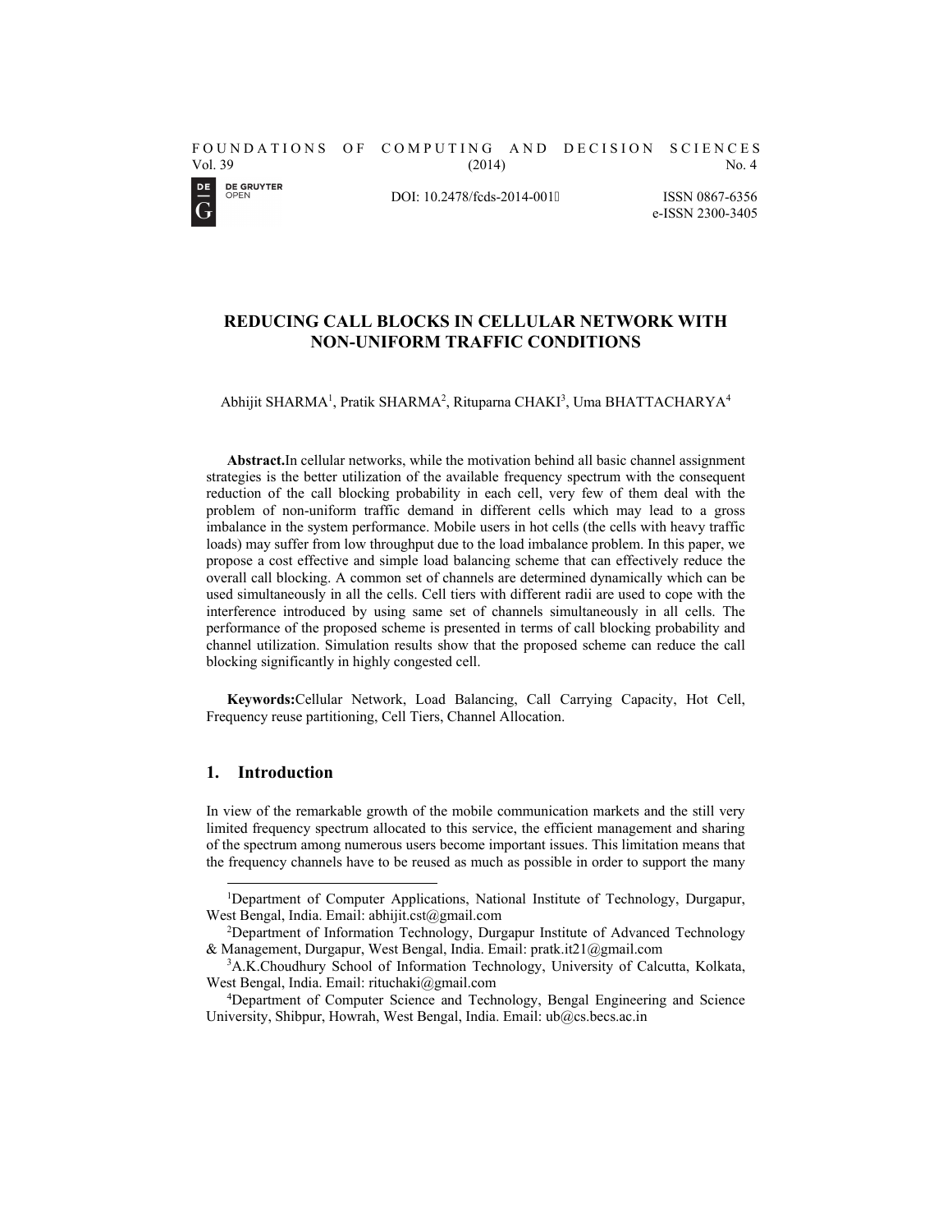# REDUCING CALL BLOCKS IN CELLULAR NETWORK WITH NON-UNIFORM TRAFFIC CONDITIONS

Abhijit SHARMA[1], Pratik SHARMA[2], Rituparna CHAKI[3], Uma BHATTACHARYA[4]

**Abstract.**In cellular networks, while the motivation behind all basic channel assignment strategies is the better utilization of the available frequency spectrum with the consequent reduction of the call blocking probability in each cell, very few of them deal with the problem of non-uniform traffic demand in different cells which may lead to a gross imbalance in the system performance. Mobile users in hot cells (the cells with heavy traffic loads) may suffer from low throughput due to the load imbalance problem. In this paper, we propose a cost effective and simple load balancing scheme that can effectively reduce the overall call blocking. A common set of channels are determined dynamically which can be used simultaneously in all the cells. Cell tiers with different radii are used to cope with the interference introduced by using same set of channels simultaneously in all cells. The performance of the proposed scheme is presented in terms of call blocking probability and channel utilization. Simulation results show that the proposed scheme can reduce the call blocking significantly in highly congested cell.

**Keywords:**Cellular Network, Load Balancing, Call Carrying Capacity, Hot Cell, Frequency reuse partitioning, Cell Tiers, Channel Allocation.

## 1. Introduction

In view of the remarkable growth of the mobile communication markets and the still very limited frequency spectrum allocated to this service, the efficient management and sharing of the spectrum among numerous users become important issues. This limitation means that the frequency channels have to be reused as much as possible in order to support the many

---

[1]Department of Computer Applications, National Institute of Technology, Durgapur, West Bengal, India. Email: abhijit.cst@gmail.com

[2]Department of Information Technology, Durgapur Institute of Advanced Technology & Management, Durgapur, West Bengal, India. Email: pratk.it21@gmail.com

[3]A.K.Choudhury School of Information Technology, University of Calcutta, Kolkata, West Bengal, India. Email: rituchaki@gmail.com

[4]Department of Computer Science and Technology, Bengal Engineering and Science University, Shibpur, Howrah, West Bengal, India. Email: ub@cs.becs.ac.in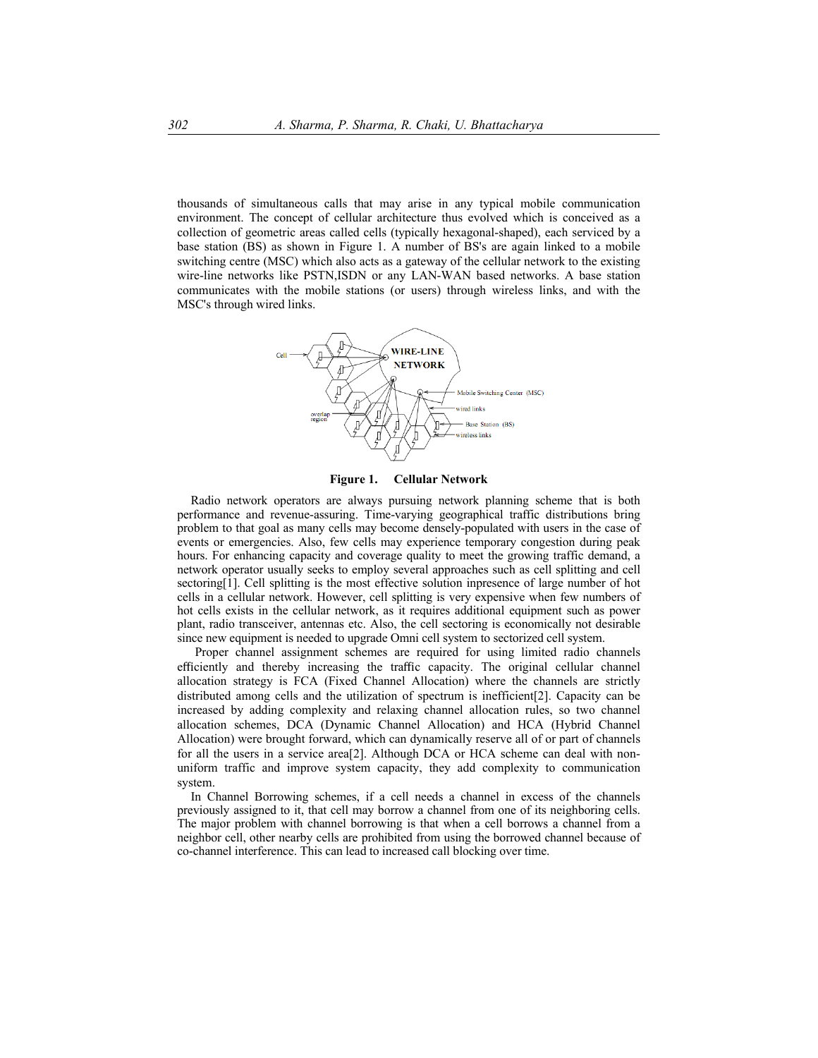thousands of simultaneous calls that may arise in any typical mobile communication environment. The concept of cellular architecture thus evolved which is conceived as a collection of geometric areas called cells (typically hexagonal-shaped), each serviced by a base station (BS) as shown in Figure 1. A number of BS's are again linked to a mobile switching centre (MSC) which also acts as a gateway of the cellular network to the existing wire-line networks like PSTN,ISDN or any LAN-WAN based networks. A base station communicates with the mobile stations (or users) through wireless links, and with the MSC's through wired links.

Cell

WIRE-LINE NETWORK

Mobile Switching Center (MSC)

wired links

overlap region

Base Station (BS)

wireless links

**Figure 1. Cellular Network**

Radio network operators are always pursuing network planning scheme that is both performance and revenue-assuring. Time-varying geographical traffic distributions bring problem to that goal as many cells may become densely-populated with users in the case of events or emergencies. Also, few cells may experience temporary congestion during peak hours. For enhancing capacity and coverage quality to meet the growing traffic demand, a network operator usually seeks to employ several approaches such as cell splitting and cell sectoring[1]. Cell splitting is the most effective solution inpresence of large number of hot cells in a cellular network. However, cell splitting is very expensive when few numbers of hot cells exists in the cellular network, as it requires additional equipment such as power plant, radio transceiver, antennas etc. Also, the cell sectoring is economically not desirable since new equipment is needed to upgrade Omni cell system to sectorized cell system.

Proper channel assignment schemes are required for using limited radio channels efficiently and thereby increasing the traffic capacity. The original cellular channel allocation strategy is FCA (Fixed Channel Allocation) where the channels are strictly distributed among cells and the utilization of spectrum is inefficient[2]. Capacity can be increased by adding complexity and relaxing channel allocation rules, so two channel allocation schemes, DCA (Dynamic Channel Allocation) and HCA (Hybrid Channel Allocation) were brought forward, which can dynamically reserve all of or part of channels for all the users in a service area[2]. Although DCA or HCA scheme can deal with non-uniform traffic and improve system capacity, they add complexity to communication system.

In Channel Borrowing schemes, if a cell needs a channel in excess of the channels previously assigned to it, that cell may borrow a channel from one of its neighboring cells. The major problem with channel borrowing is that when a cell borrows a channel from a neighbor cell, other nearby cells are prohibited from using the borrowed channel because of co-channel interference. This can lead to increased call blocking over time.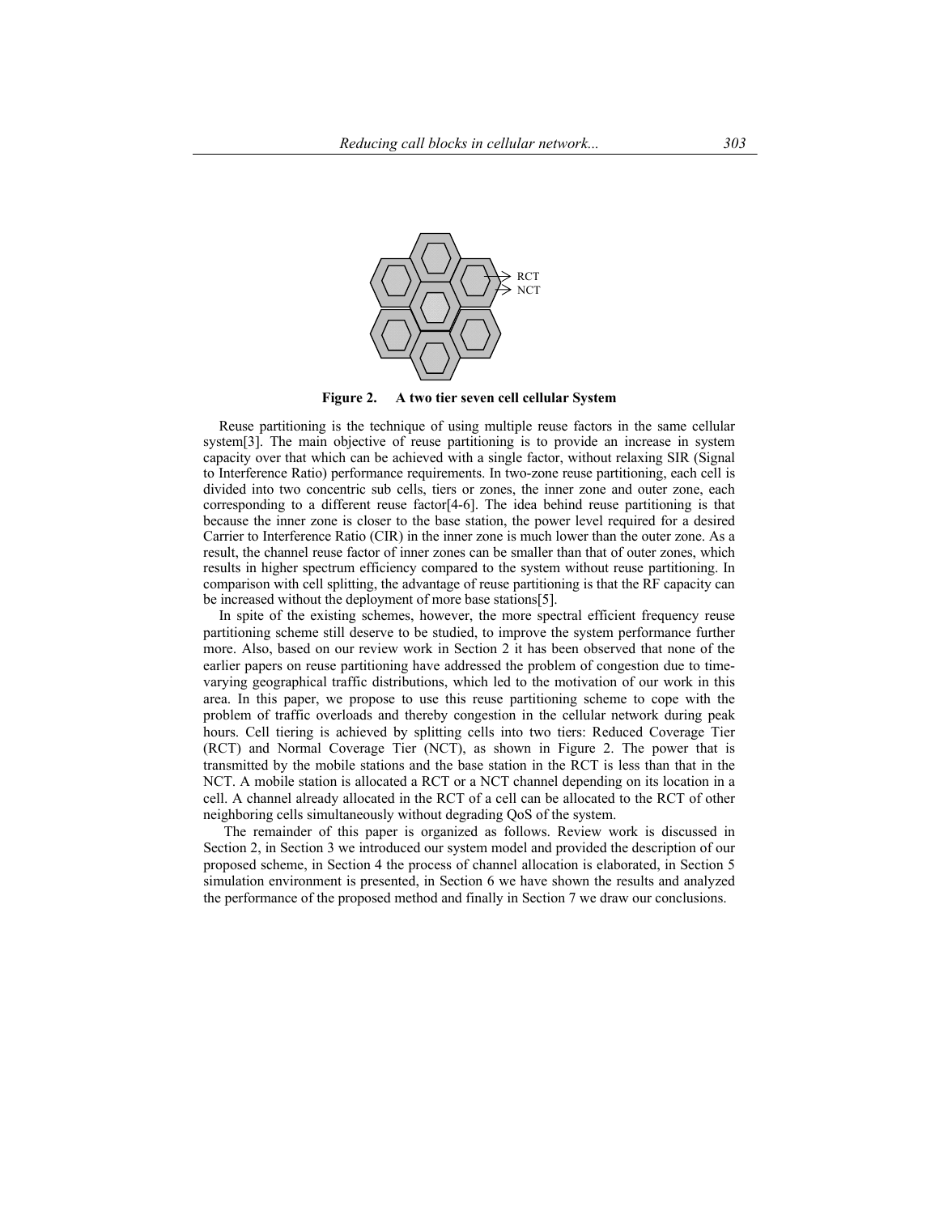**Figure 2. A two tier seven cell cellular System**

Reuse partitioning is the technique of using multiple reuse factors in the same cellular system[3]. The main objective of reuse partitioning is to provide an increase in system capacity over that which can be achieved with a single factor, without relaxing SIR (Signal to Interference Ratio) performance requirements. In two-zone reuse partitioning, each cell is divided into two concentric sub cells, tiers or zones, the inner zone and outer zone, each corresponding to a different reuse factor[4-6]. The idea behind reuse partitioning is that because the inner zone is closer to the base station, the power level required for a desired Carrier to Interference Ratio (CIR) in the inner zone is much lower than the outer zone. As a result, the channel reuse factor of inner zones can be smaller than that of outer zones, which results in higher spectrum efficiency compared to the system without reuse partitioning. In comparison with cell splitting, the advantage of reuse partitioning is that the RF capacity can be increased without the deployment of more base stations[5].

In spite of the existing schemes, however, the more spectral efficient frequency reuse partitioning scheme still deserve to be studied, to improve the system performance further more. Also, based on our review work in Section 2 it has been observed that none of the earlier papers on reuse partitioning have addressed the problem of congestion due to time-varying geographical traffic distributions, which led to the motivation of our work in this area. In this paper, we propose to use this reuse partitioning scheme to cope with the problem of traffic overloads and thereby congestion in the cellular network during peak hours. Cell tiering is achieved by splitting cells into two tiers: Reduced Coverage Tier (RCT) and Normal Coverage Tier (NCT), as shown in Figure 2. The power that is transmitted by the mobile stations and the base station in the RCT is less than that in the NCT. A mobile station is allocated a RCT or a NCT channel depending on its location in a cell. A channel already allocated in the RCT of a cell can be allocated to the RCT of other neighboring cells simultaneously without degrading QoS of the system.

The remainder of this paper is organized as follows. Review work is discussed in Section 2, in Section 3 we introduced our system model and provided the description of our proposed scheme, in Section 4 the process of channel allocation is elaborated, in Section 5 simulation environment is presented, in Section 6 we have shown the results and analyzed the performance of the proposed method and finally in Section 7 we draw our conclusions.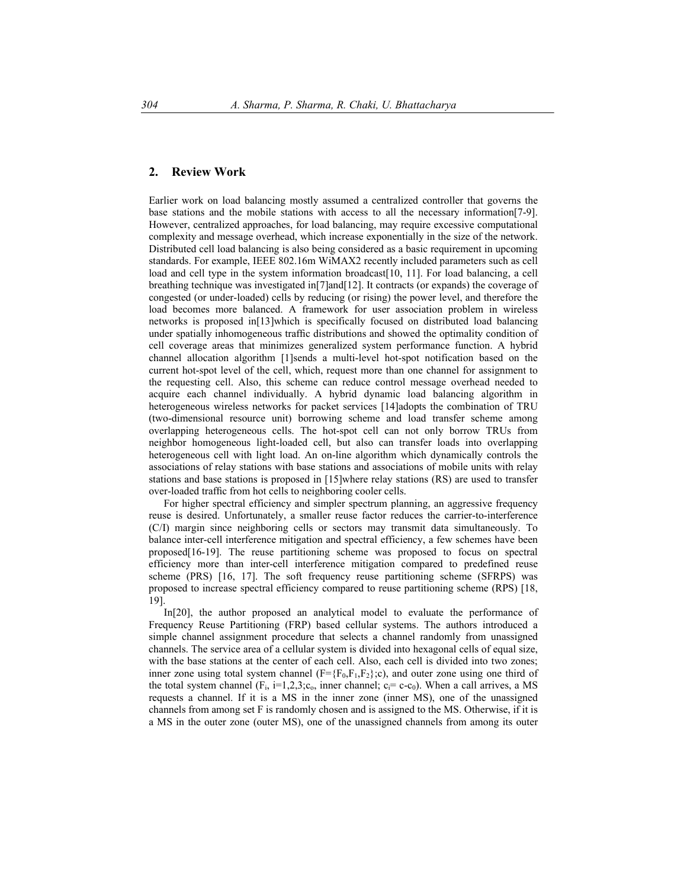## 2. Review Work

Earlier work on load balancing mostly assumed a centralized controller that governs the base stations and the mobile stations with access to all the necessary information[7-9]. However, centralized approaches, for load balancing, may require excessive computational complexity and message overhead, which increase exponentially in the size of the network. Distributed cell load balancing is also being considered as a basic requirement in upcoming standards. For example, IEEE 802.16m WiMAX2 recently included parameters such as cell load and cell type in the system information broadcast[10, 11]. For load balancing, a cell breathing technique was investigated in[7]and[12]. It contracts (or expands) the coverage of congested (or under-loaded) cells by reducing (or rising) the power level, and therefore the load becomes more balanced. A framework for user association problem in wireless networks is proposed in[13]which is specifically focused on distributed load balancing under spatially inhomogeneous traffic distributions and showed the optimality condition of cell coverage areas that minimizes generalized system performance function. A hybrid channel allocation algorithm [1]sends a multi-level hot-spot notification based on the current hot-spot level of the cell, which, request more than one channel for assignment to the requesting cell. Also, this scheme can reduce control message overhead needed to acquire each channel individually. A hybrid dynamic load balancing algorithm in heterogeneous wireless networks for packet services [14]adopts the combination of TRU (two-dimensional resource unit) borrowing scheme and load transfer scheme among overlapping heterogeneous cells. The hot-spot cell can not only borrow TRUs from neighbor homogeneous light-loaded cell, but also can transfer loads into overlapping heterogeneous cell with light load. An on-line algorithm which dynamically controls the associations of relay stations with base stations and associations of mobile units with relay stations and base stations is proposed in [15]where relay stations (RS) are used to transfer over-loaded traffic from hot cells to neighboring cooler cells.

For higher spectral efficiency and simpler spectrum planning, an aggressive frequency reuse is desired. Unfortunately, a smaller reuse factor reduces the carrier-to-interference (C/I) margin since neighboring cells or sectors may transmit data simultaneously. To balance inter-cell interference mitigation and spectral efficiency, a few schemes have been proposed[16-19]. The reuse partitioning scheme was proposed to focus on spectral efficiency more than inter-cell interference mitigation compared to predefined reuse scheme (PRS) [16, 17]. The soft frequency reuse partitioning scheme (SFRPS) was proposed to increase spectral efficiency compared to reuse partitioning scheme (RPS) [18, 19].

In[20], the author proposed an analytical model to evaluate the performance of Frequency Reuse Partitioning (FRP) based cellular systems. The authors introduced a simple channel assignment procedure that selects a channel randomly from unassigned channels. The service area of a cellular system is divided into hexagonal cells of equal size, with the base stations at the center of each cell. Also, each cell is divided into two zones; inner zone using total system channel ($F=\{F_0,F_1,F_2\};c$), and outer zone using one third of the total system channel ($F_i$, $i=1,2,3;c_o$, inner channel; $c_i= c-c_0$). When a call arrives, a MS requests a channel. If it is a MS in the inner zone (inner MS), one of the unassigned channels from among set F is randomly chosen and is assigned to the MS. Otherwise, if it is a MS in the outer zone (outer MS), one of the unassigned channels from among its outer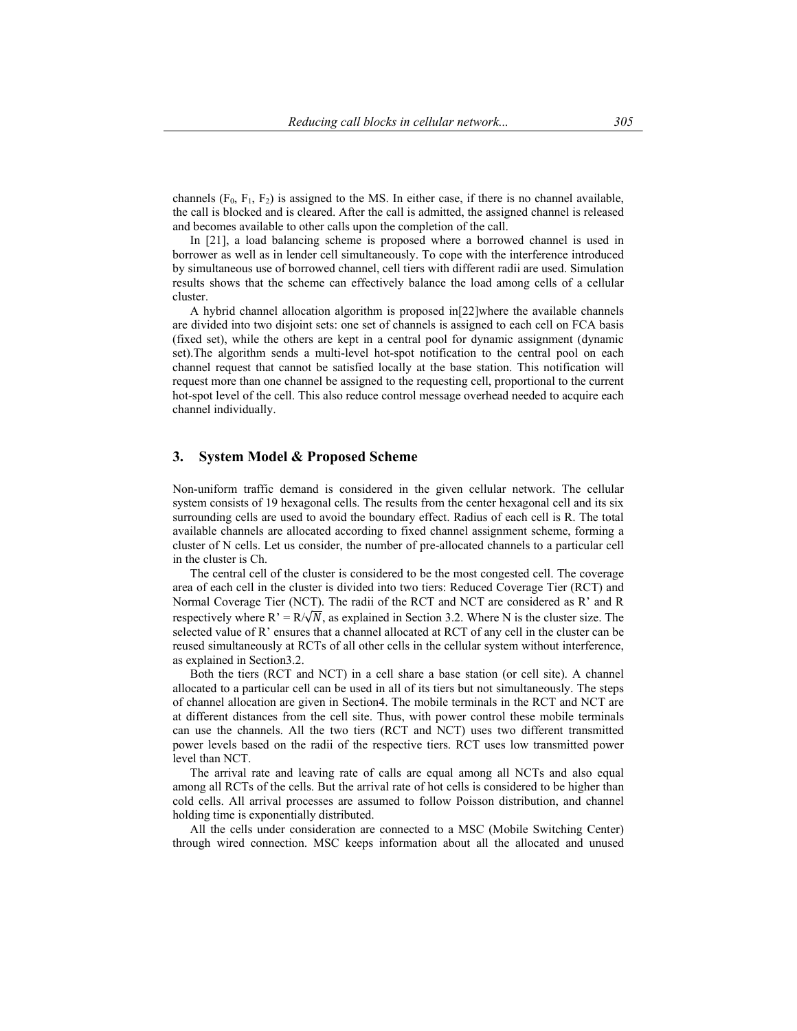channels ($F_0$, $F_1$, $F_2$) is assigned to the MS. In either case, if there is no channel available, the call is blocked and is cleared. After the call is admitted, the assigned channel is released and becomes available to other calls upon the completion of the call.

In [21], a load balancing scheme is proposed where a borrowed channel is used in borrower as well as in lender cell simultaneously. To cope with the interference introduced by simultaneous use of borrowed channel, cell tiers with different radii are used. Simulation results shows that the scheme can effectively balance the load among cells of a cellular cluster.

A hybrid channel allocation algorithm is proposed in[22]where the available channels are divided into two disjoint sets: one set of channels is assigned to each cell on FCA basis (fixed set), while the others are kept in a central pool for dynamic assignment (dynamic set).The algorithm sends a multi-level hot-spot notification to the central pool on each channel request that cannot be satisfied locally at the base station. This notification will request more than one channel be assigned to the requesting cell, proportional to the current hot-spot level of the cell. This also reduce control message overhead needed to acquire each channel individually.

## 3. System Model & Proposed Scheme

Non-uniform traffic demand is considered in the given cellular network. The cellular system consists of 19 hexagonal cells. The results from the center hexagonal cell and its six surrounding cells are used to avoid the boundary effect. Radius of each cell is R. The total available channels are allocated according to fixed channel assignment scheme, forming a cluster of N cells. Let us consider, the number of pre-allocated channels to a particular cell in the cluster is Ch.

The central cell of the cluster is considered to be the most congested cell. The coverage area of each cell in the cluster is divided into two tiers: Reduced Coverage Tier (RCT) and Normal Coverage Tier (NCT). The radii of the RCT and NCT are considered as R' and R respectively where $R' = R/\sqrt{N}$, as explained in Section 3.2. Where N is the cluster size. The selected value of R' ensures that a channel allocated at RCT of any cell in the cluster can be reused simultaneously at RCTs of all other cells in the cellular system without interference, as explained in Section3.2.

Both the tiers (RCT and NCT) in a cell share a base station (or cell site). A channel allocated to a particular cell can be used in all of its tiers but not simultaneously. The steps of channel allocation are given in Section4. The mobile terminals in the RCT and NCT are at different distances from the cell site. Thus, with power control these mobile terminals can use the channels. All the two tiers (RCT and NCT) uses two different transmitted power levels based on the radii of the respective tiers. RCT uses low transmitted power level than NCT.

The arrival rate and leaving rate of calls are equal among all NCTs and also equal among all RCTs of the cells. But the arrival rate of hot cells is considered to be higher than cold cells. All arrival processes are assumed to follow Poisson distribution, and channel holding time is exponentially distributed.

All the cells under consideration are connected to a MSC (Mobile Switching Center) through wired connection. MSC keeps information about all the allocated and unused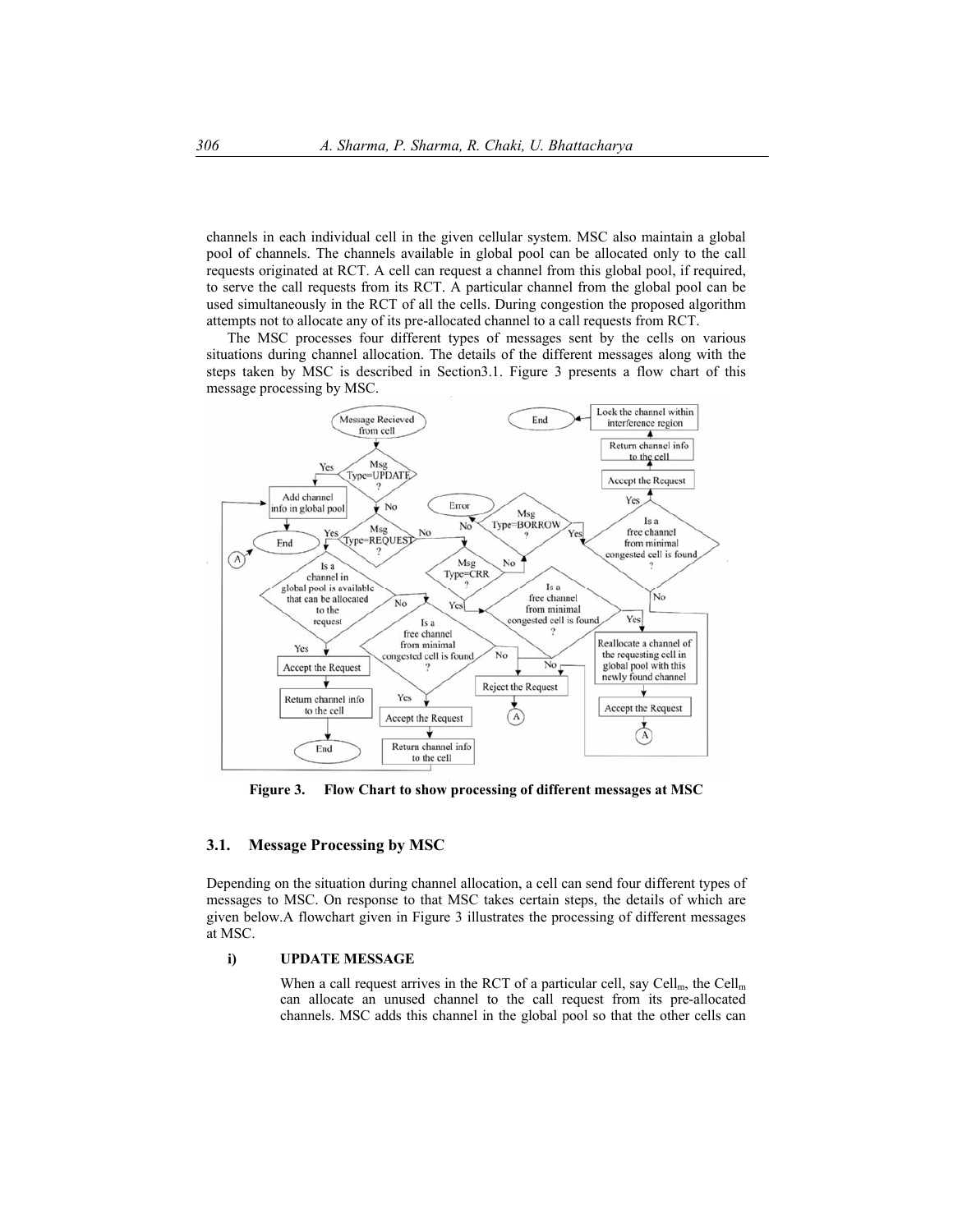channels in each individual cell in the given cellular system. MSC also maintain a global pool of channels. The channels available in global pool can be allocated only to the call requests originated at RCT. A cell can request a channel from this global pool, if required, to serve the call requests from its RCT. A particular channel from the global pool can be used simultaneously in the RCT of all the cells. During congestion the proposed algorithm attempts not to allocate any of its pre-allocated channel to a call requests from RCT.

The MSC processes four different types of messages sent by the cells on various situations during channel allocation. The details of the different messages along with the steps taken by MSC is described in Section3.1. Figure 3 presents a flow chart of this message processing by MSC.

**Figure 3. Flow Chart to show processing of different messages at MSC**

### 3.1. Message Processing by MSC

Depending on the situation during channel allocation, a cell can send four different types of messages to MSC. On response to that MSC takes certain steps, the details of which are given below.A flowchart given in Figure 3 illustrates the processing of different messages at MSC.

**i) UPDATE MESSAGE**

When a call request arrives in the RCT of a particular cell, say $Cell_m$, the $Cell_m$ can allocate an unused channel to the call request from its pre-allocated channels. MSC adds this channel in the global pool so that the other cells can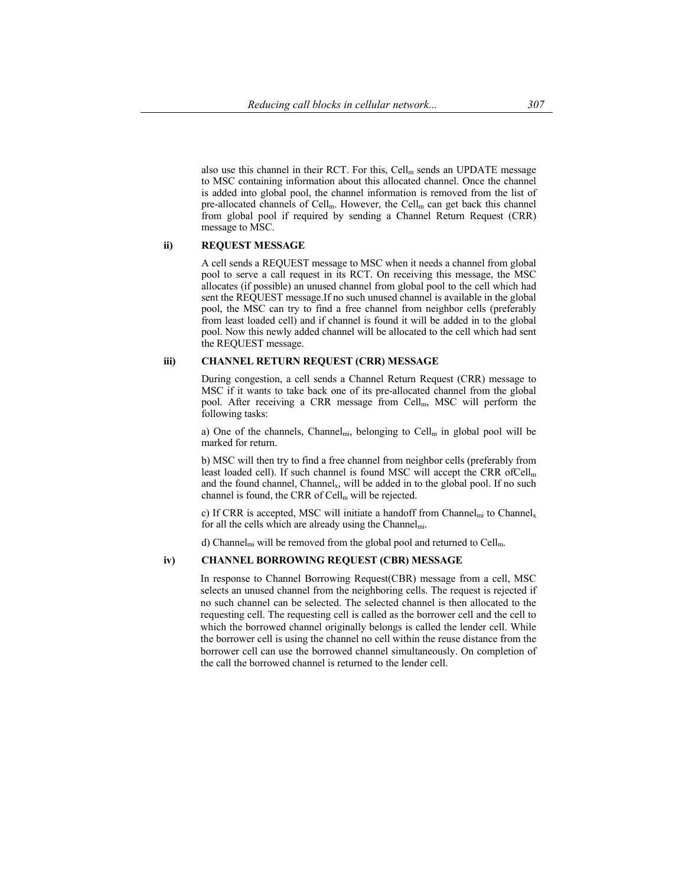also use this channel in their RCT. For this, $Cell_m$ sends an UPDATE message to MSC containing information about this allocated channel. Once the channel is added into global pool, the channel information is removed from the list of pre-allocated channels of $Cell_m$. However, the $Cell_m$ can get back this channel from global pool if required by sending a Channel Return Request (CRR) message to MSC.

**ii) REQUEST MESSAGE**

A cell sends a REQUEST message to MSC when it needs a channel from global pool to serve a call request in its RCT. On receiving this message, the MSC allocates (if possible) an unused channel from global pool to the cell which had sent the REQUEST message.If no such unused channel is available in the global pool, the MSC can try to find a free channel from neighbor cells (preferably from least loaded cell) and if channel is found it will be added in to the global pool. Now this newly added channel will be allocated to the cell which had sent the REQUEST message.

**iii) CHANNEL RETURN REQUEST (CRR) MESSAGE**

During congestion, a cell sends a Channel Return Request (CRR) message to MSC if it wants to take back one of its pre-allocated channel from the global pool. After receiving a CRR message from $Cell_m$, MSC will perform the following tasks:

a) One of the channels, $Channel_{mi}$, belonging to $Cell_m$ in global pool will be marked for return.

b) MSC will then try to find a free channel from neighbor cells (preferably from least loaded cell). If such channel is found MSC will accept the CRR of$Cell_m$ and the found channel, $Channel_x$, will be added in to the global pool. If no such channel is found, the CRR of $Cell_m$ will be rejected.

c) If CRR is accepted, MSC will initiate a handoff from $Channel_{mi}$ to $Channel_x$ for all the cells which are already using the $Channel_{mi}$.

d) $Channel_{mi}$ will be removed from the global pool and returned to $Cell_m$.

**iv) CHANNEL BORROWING REQUEST (CBR) MESSAGE**

In response to Channel Borrowing Request(CBR) message from a cell, MSC selects an unused channel from the neighboring cells. The request is rejected if no such channel can be selected. The selected channel is then allocated to the requesting cell. The requesting cell is called as the borrower cell and the cell to which the borrowed channel originally belongs is called the lender cell. While the borrower cell is using the channel no cell within the reuse distance from the borrower cell can use the borrowed channel simultaneously. On completion of the call the borrowed channel is returned to the lender cell.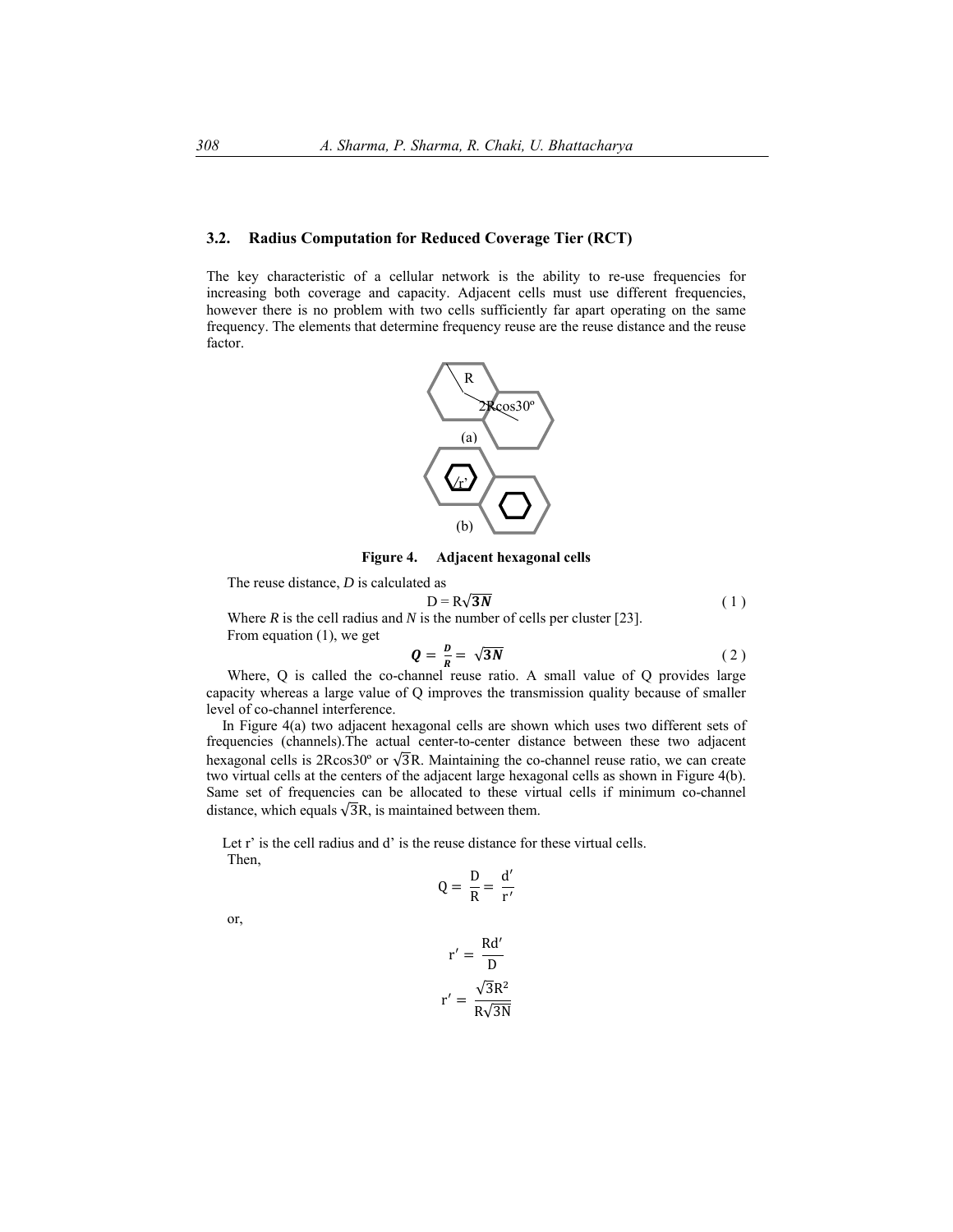### 3.2. Radius Computation for Reduced Coverage Tier (RCT)

The key characteristic of a cellular network is the ability to re-use frequencies for increasing both coverage and capacity. Adjacent cells must use different frequencies, however there is no problem with two cells sufficiently far apart operating on the same frequency. The elements that determine frequency reuse are the reuse distance and the reuse factor.

**Figure 4. Adjacent hexagonal cells**

The reuse distance, *D* is calculated as

$$D = R\sqrt{3N} \tag{1}$$

Where *R* is the cell radius and *N* is the number of cells per cluster [23].

From equation (1), we get

$$Q = \frac{D}{R} = \sqrt{3N} \tag{2}$$

Where, Q is called the co-channel reuse ratio. A small value of Q provides large capacity whereas a large value of Q improves the transmission quality because of smaller level of co-channel interference.

In Figure 4(a) two adjacent hexagonal cells are shown which uses two different sets of frequencies (channels).The actual center-to-center distance between these two adjacent hexagonal cells is 2Rcos30º or $\sqrt{3}$R. Maintaining the co-channel reuse ratio, we can create two virtual cells at the centers of the adjacent large hexagonal cells as shown in Figure 4(b). Same set of frequencies can be allocated to these virtual cells if minimum co-channel distance, which equals $\sqrt{3}$R, is maintained between them.

Let r' is the cell radius and d' is the reuse distance for these virtual cells.

Then,

$$Q = \frac{D}{R} = \frac{d'}{r'}$$

or,

$$r' = \frac{Rd'}{D}$$

$$r' = \frac{\sqrt{3}R^2}{R\sqrt{3N}}$$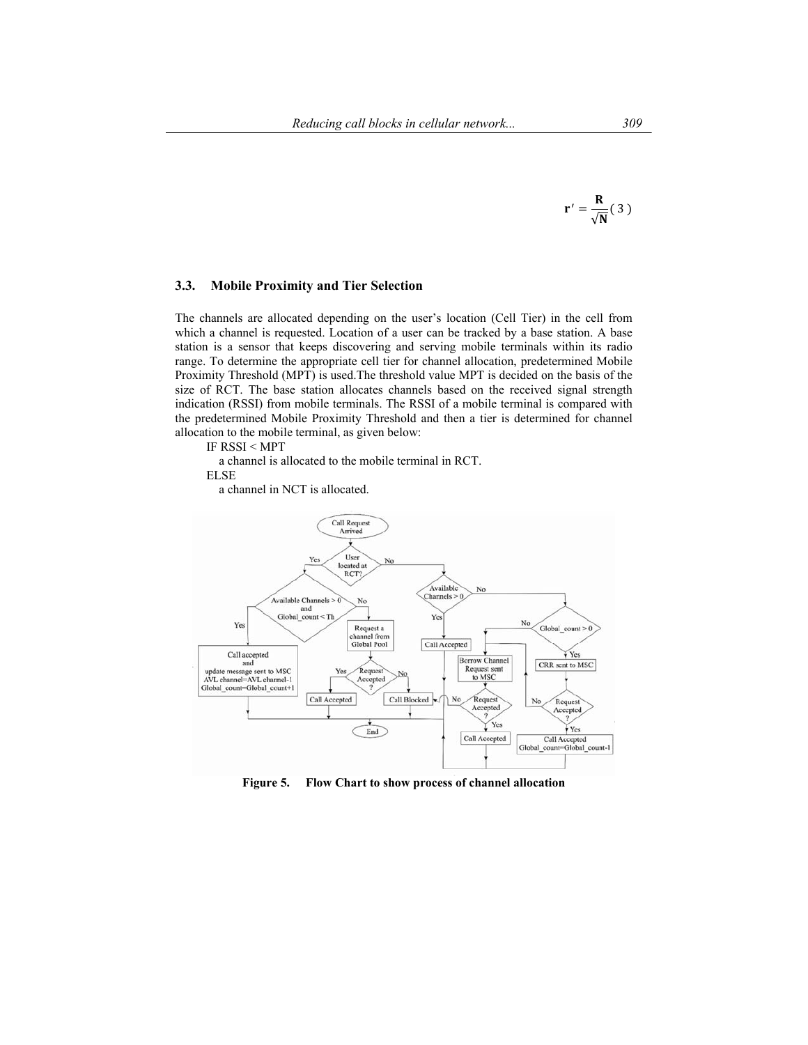$$\mathbf{r}' = \frac{\mathbf{R}}{\sqrt{\mathbf{N}}} \quad (3)$$

### 3.3. Mobile Proximity and Tier Selection

The channels are allocated depending on the user's location (Cell Tier) in the cell from which a channel is requested. Location of a user can be tracked by a base station. A base station is a sensor that keeps discovering and serving mobile terminals within its radio range. To determine the appropriate cell tier for channel allocation, predetermined Mobile Proximity Threshold (MPT) is used.The threshold value MPT is decided on the basis of the size of RCT. The base station allocates channels based on the received signal strength indication (RSSI) from mobile terminals. The RSSI of a mobile terminal is compared with the predetermined Mobile Proximity Threshold and then a tier is determined for channel allocation to the mobile terminal, as given below:

```
IF RSSI < MPT
   a channel is allocated to the mobile terminal in RCT.
ELSE
   a channel in NCT is allocated.
```

**Figure 5. Flow Chart to show process of channel allocation**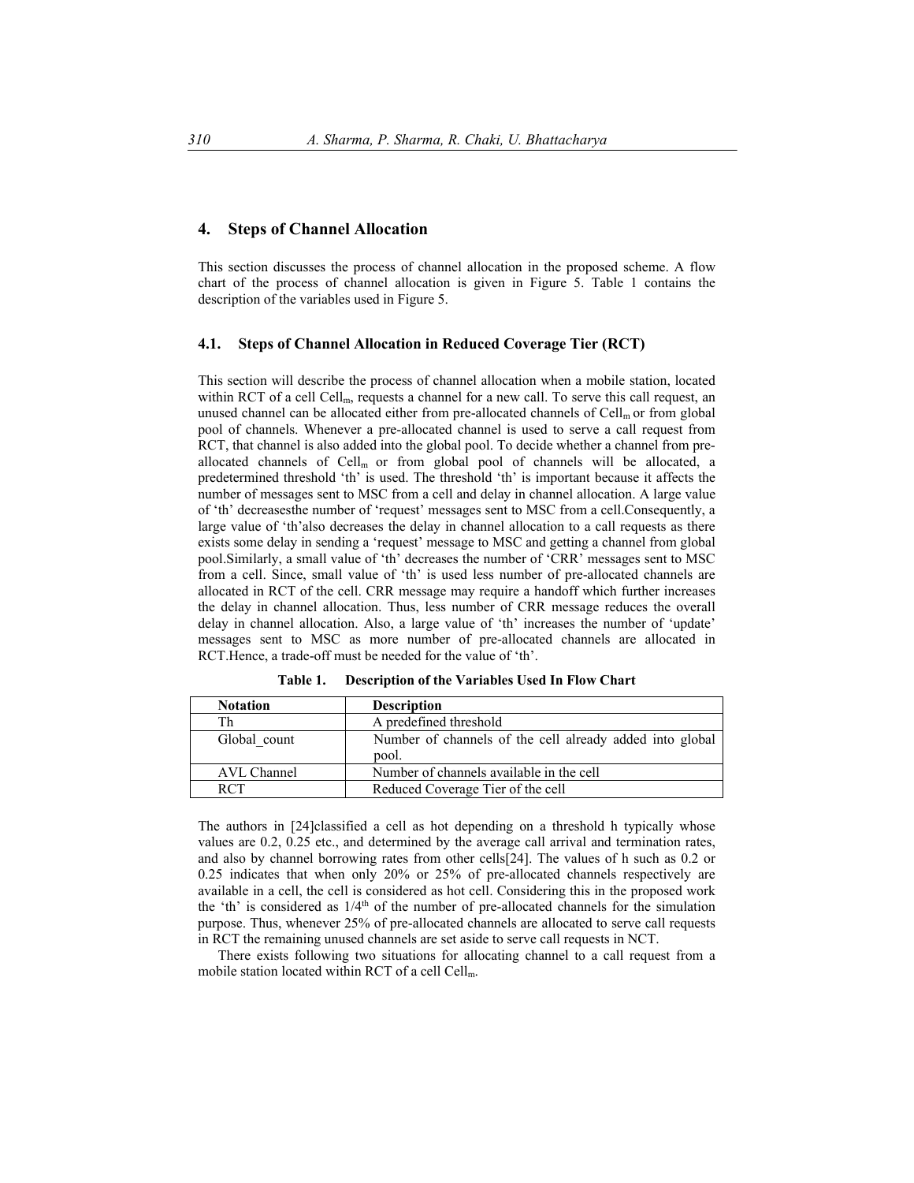## 4. Steps of Channel Allocation

This section discusses the process of channel allocation in the proposed scheme. A flow chart of the process of channel allocation is given in Figure 5. Table 1 contains the description of the variables used in Figure 5.

### 4.1. Steps of Channel Allocation in Reduced Coverage Tier (RCT)

This section will describe the process of channel allocation when a mobile station, located within RCT of a cell $Cell_m$, requests a channel for a new call. To serve this call request, an unused channel can be allocated either from pre-allocated channels of $Cell_m$ or from global pool of channels. Whenever a pre-allocated channel is used to serve a call request from RCT, that channel is also added into the global pool. To decide whether a channel from pre-allocated channels of $Cell_m$ or from global pool of channels will be allocated, a predetermined threshold 'th' is used. The threshold 'th' is important because it affects the number of messages sent to MSC from a cell and delay in channel allocation. A large value of 'th' decreasesthe number of 'request' messages sent to MSC from a cell.Consequently, a large value of 'th'also decreases the delay in channel allocation to a call requests as there exists some delay in sending a 'request' message to MSC and getting a channel from global pool.Similarly, a small value of 'th' decreases the number of 'CRR' messages sent to MSC from a cell. Since, small value of 'th' is used less number of pre-allocated channels are allocated in RCT of the cell. CRR message may require a handoff which further increases the delay in channel allocation. Thus, less number of CRR message reduces the overall delay in channel allocation. Also, a large value of 'th' increases the number of 'update' messages sent to MSC as more number of pre-allocated channels are allocated in RCT.Hence, a trade-off must be needed for the value of 'th'.

**Table 1. Description of the Variables Used In Flow Chart**

| Notation | Description |
|---|---|
| Th | A predefined threshold |
| Global_count | Number of channels of the cell already added into global pool. |
| AVL Channel | Number of channels available in the cell |
| RCT | Reduced Coverage Tier of the cell |

The authors in [24]classified a cell as hot depending on a threshold h typically whose values are 0.2, 0.25 etc., and determined by the average call arrival and termination rates, and also by channel borrowing rates from other cells[24]. The values of h such as 0.2 or 0.25 indicates that when only 20% or 25% of pre-allocated channels respectively are available in a cell, the cell is considered as hot cell. Considering this in the proposed work the 'th' is considered as $1/4^{th}$ of the number of pre-allocated channels for the simulation purpose. Thus, whenever 25% of pre-allocated channels are allocated to serve call requests in RCT the remaining unused channels are set aside to serve call requests in NCT.

There exists following two situations for allocating channel to a call request from a mobile station located within RCT of a cell $Cell_m$.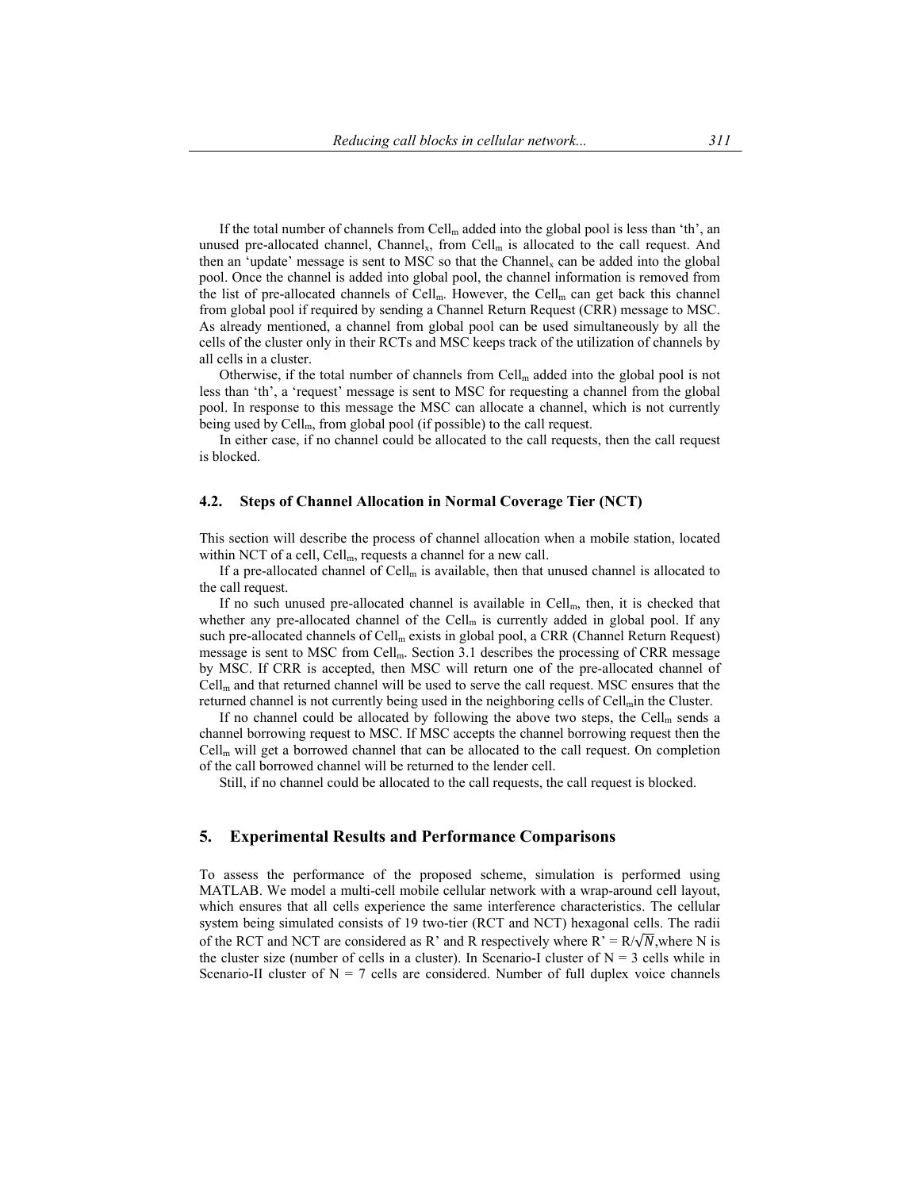If the total number of channels from $Cell_m$ added into the global pool is less than 'th', an unused pre-allocated channel, $Channel_x$, from $Cell_m$ is allocated to the call request. And then an 'update' message is sent to MSC so that the $Channel_x$ can be added into the global pool. Once the channel is added into global pool, the channel information is removed from the list of pre-allocated channels of $Cell_m$. However, the $Cell_m$ can get back this channel from global pool if required by sending a Channel Return Request (CRR) message to MSC. As already mentioned, a channel from global pool can be used simultaneously by all the cells of the cluster only in their RCTs and MSC keeps track of the utilization of channels by all cells in a cluster.

Otherwise, if the total number of channels from $Cell_m$ added into the global pool is not less than 'th', a 'request' message is sent to MSC for requesting a channel from the global pool. In response to this message the MSC can allocate a channel, which is not currently being used by $Cell_m$, from global pool (if possible) to the call request.

In either case, if no channel could be allocated to the call requests, then the call request is blocked.

### 4.2. Steps of Channel Allocation in Normal Coverage Tier (NCT)

This section will describe the process of channel allocation when a mobile station, located within NCT of a cell, $Cell_m$, requests a channel for a new call.

If a pre-allocated channel of $Cell_m$ is available, then that unused channel is allocated to the call request.

If no such unused pre-allocated channel is available in $Cell_m$, then, it is checked that whether any pre-allocated channel of the $Cell_m$ is currently added in global pool. If any such pre-allocated channels of $Cell_m$ exists in global pool, a CRR (Channel Return Request) message is sent to MSC from $Cell_m$. Section 3.1 describes the processing of CRR message by MSC. If CRR is accepted, then MSC will return one of the pre-allocated channel of $Cell_m$ and that returned channel will be used to serve the call request. MSC ensures that the returned channel is not currently being used in the neighboring cells of $Cell_m$in the Cluster.

If no channel could be allocated by following the above two steps, the $Cell_m$ sends a channel borrowing request to MSC. If MSC accepts the channel borrowing request then the $Cell_m$ will get a borrowed channel that can be allocated to the call request. On completion of the call borrowed channel will be returned to the lender cell.

Still, if no channel could be allocated to the call requests, the call request is blocked.

## 5. Experimental Results and Performance Comparisons

To assess the performance of the proposed scheme, simulation is performed using MATLAB. We model a multi-cell mobile cellular network with a wrap-around cell layout, which ensures that all cells experience the same interference characteristics. The cellular system being simulated consists of 19 two-tier (RCT and NCT) hexagonal cells. The radii of the RCT and NCT are considered as R' and R respectively where $R' = R/\sqrt{N}$,where N is the cluster size (number of cells in a cluster). In Scenario-I cluster of $N = 3$ cells while in Scenario-II cluster of $N = 7$ cells are considered. Number of full duplex voice channels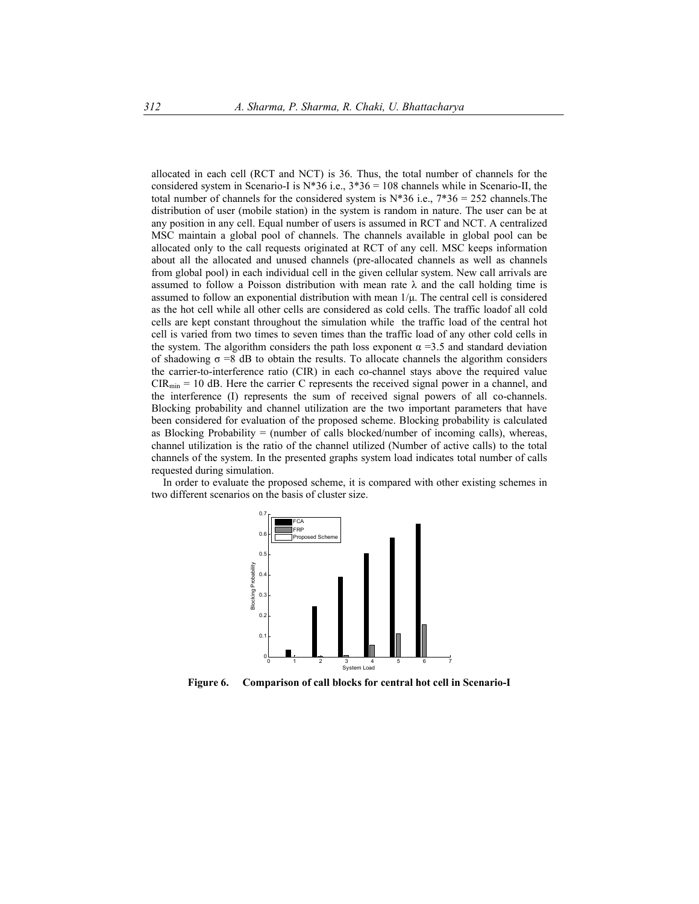allocated in each cell (RCT and NCT) is 36. Thus, the total number of channels for the considered system in Scenario-I is N*36 i.e., 3*36 = 108 channels while in Scenario-II, the total number of channels for the considered system is N*36 i.e., 7*36 = 252 channels.The distribution of user (mobile station) in the system is random in nature. The user can be at any position in any cell. Equal number of users is assumed in RCT and NCT. A centralized MSC maintain a global pool of channels. The channels available in global pool can be allocated only to the call requests originated at RCT of any cell. MSC keeps information about all the allocated and unused channels (pre-allocated channels as well as channels from global pool) in each individual cell in the given cellular system. New call arrivals are assumed to follow a Poisson distribution with mean rate $\lambda$ and the call holding time is assumed to follow an exponential distribution with mean $1/\mu$. The central cell is considered as the hot cell while all other cells are considered as cold cells. The traffic loadof all cold cells are kept constant throughout the simulation while the traffic load of the central hot cell is varied from two times to seven times than the traffic load of any other cold cells in the system. The algorithm considers the path loss exponent $\alpha$ =3.5 and standard deviation of shadowing $\sigma$ =8 dB to obtain the results. To allocate channels the algorithm considers the carrier-to-interference ratio (CIR) in each co-channel stays above the required value $CIR_{min}$ = 10 dB. Here the carrier C represents the received signal power in a channel, and the interference (I) represents the sum of received signal powers of all co-channels. Blocking probability and channel utilization are the two important parameters that have been considered for evaluation of the proposed scheme. Blocking probability is calculated as Blocking Probability = (number of calls blocked/number of incoming calls), whereas, channel utilization is the ratio of the channel utilized (Number of active calls) to the total channels of the system. In the presented graphs system load indicates total number of calls requested during simulation.

In order to evaluate the proposed scheme, it is compared with other existing schemes in two different scenarios on the basis of cluster size.

**Figure 6. Comparison of call blocks for central hot cell in Scenario-I**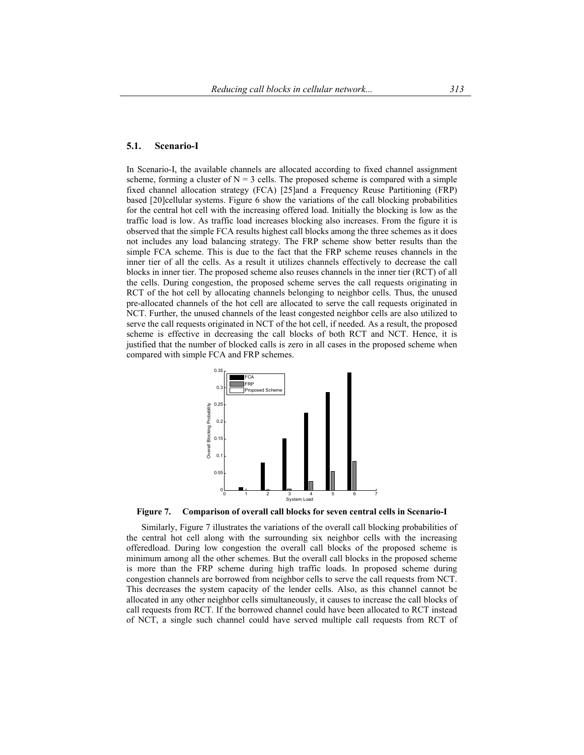### 5.1. Scenario-I

In Scenario-I, the available channels are allocated according to fixed channel assignment scheme, forming a cluster of $N = 3$ cells. The proposed scheme is compared with a simple fixed channel allocation strategy (FCA) [25]and a Frequency Reuse Partitioning (FRP) based [20]cellular systems. Figure 6 show the variations of the call blocking probabilities for the central hot cell with the increasing offered load. Initially the blocking is low as the traffic load is low. As traffic load increases blocking also increases. From the figure it is observed that the simple FCA results highest call blocks among the three schemes as it does not includes any load balancing strategy. The FRP scheme show better results than the simple FCA scheme. This is due to the fact that the FRP scheme reuses channels in the inner tier of all the cells. As a result it utilizes channels effectively to decrease the call blocks in inner tier. The proposed scheme also reuses channels in the inner tier (RCT) of all the cells. During congestion, the proposed scheme serves the call requests originating in RCT of the hot cell by allocating channels belonging to neighbor cells. Thus, the unused pre-allocated channels of the hot cell are allocated to serve the call requests originated in NCT. Further, the unused channels of the least congested neighbor cells are also utilized to serve the call requests originated in NCT of the hot cell, if needed. As a result, the proposed scheme is effective in decreasing the call blocks of both RCT and NCT. Hence, it is justified that the number of blocked calls is zero in all cases in the proposed scheme when compared with simple FCA and FRP schemes.

FCA
FRP
Proposed Scheme
Overall Blocking Probability
0.35
0.3
0.25
0.2
0.15
0.1
0.05
0
0 1 2 3 4 5 6 7
System Load

**Figure 7. Comparison of overall call blocks for seven central cells in Scenario-I**

Similarly, Figure 7 illustrates the variations of the overall call blocking probabilities of the central hot cell along with the surrounding six neighbor cells with the increasing offeredload. During low congestion the overall call blocks of the proposed scheme is minimum among all the other schemes. But the overall call blocks in the proposed scheme is more than the FRP scheme during high traffic loads. In proposed scheme during congestion channels are borrowed from neighbor cells to serve the call requests from NCT. This decreases the system capacity of the lender cells. Also, as this channel cannot be allocated in any other neighbor cells simultaneously, it causes to increase the call blocks of call requests from RCT. If the borrowed channel could have been allocated to RCT instead of NCT, a single such channel could have served multiple call requests from RCT of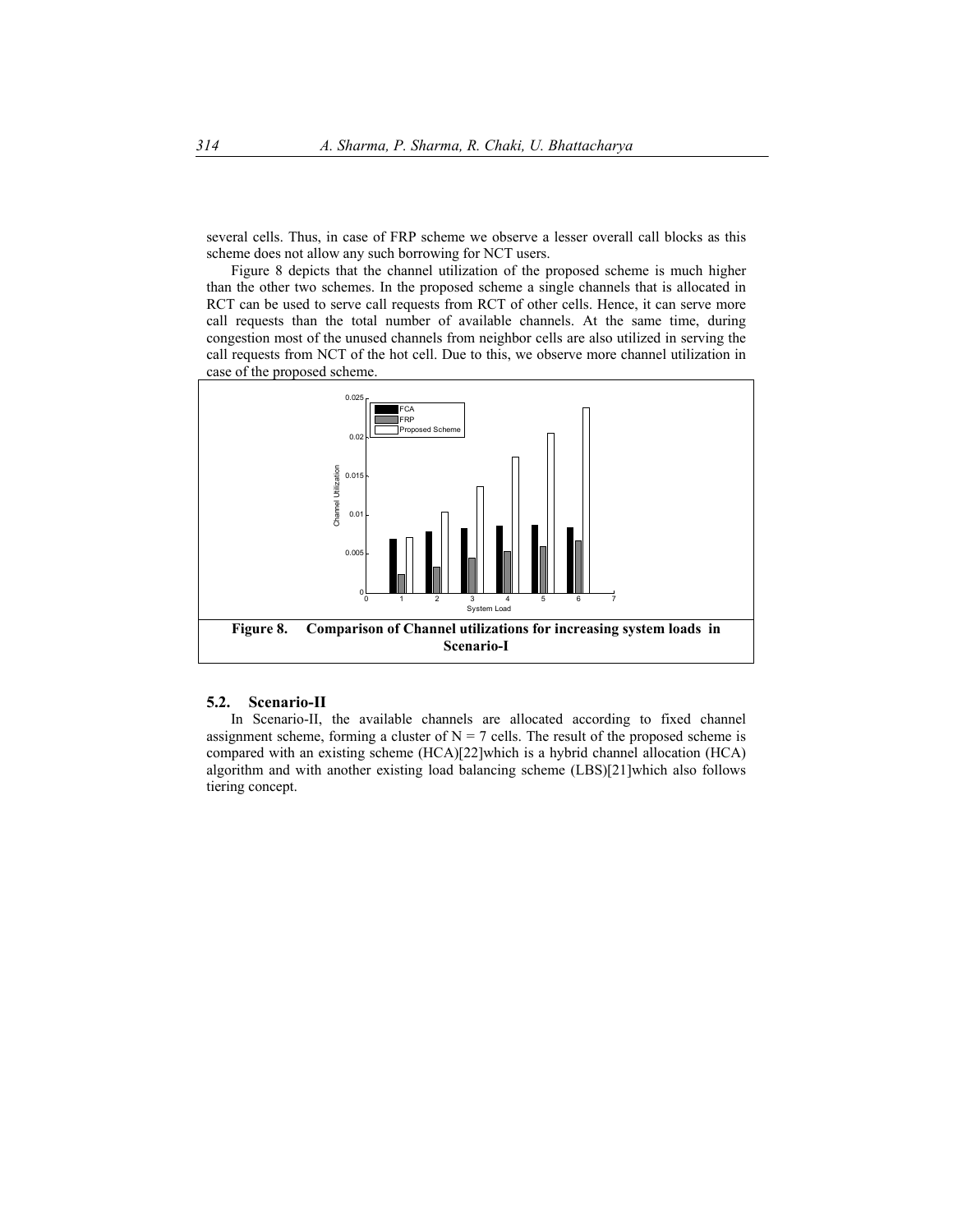several cells. Thus, in case of FRP scheme we observe a lesser overall call blocks as this scheme does not allow any such borrowing for NCT users.

Figure 8 depicts that the channel utilization of the proposed scheme is much higher than the other two schemes. In the proposed scheme a single channels that is allocated in RCT can be used to serve call requests from RCT of other cells. Hence, it can serve more call requests than the total number of available channels. At the same time, during congestion most of the unused channels from neighbor cells are also utilized in serving the call requests from NCT of the hot cell. Due to this, we observe more channel utilization in case of the proposed scheme.

**Figure 8. Comparison of Channel utilizations for increasing system loads in Scenario-I**

### 5.2. Scenario-II

In Scenario-II, the available channels are allocated according to fixed channel assignment scheme, forming a cluster of $N = 7$ cells. The result of the proposed scheme is compared with an existing scheme (HCA)[22]which is a hybrid channel allocation (HCA) algorithm and with another existing load balancing scheme (LBS)[21]which also follows tiering concept.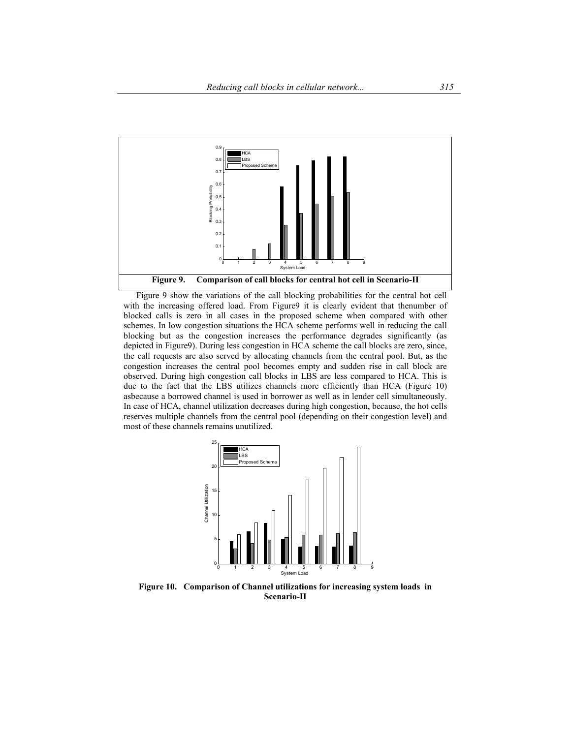**Figure 9. Comparison of call blocks for central hot cell in Scenario-II**

Figure 9 show the variations of the call blocking probabilities for the central hot cell with the increasing offered load. From Figure9 it is clearly evident that thenumber of blocked calls is zero in all cases in the proposed scheme when compared with other schemes. In low congestion situations the HCA scheme performs well in reducing the call blocking but as the congestion increases the performance degrades significantly (as depicted in Figure9). During less congestion in HCA scheme the call blocks are zero, since, the call requests are also served by allocating channels from the central pool. But, as the congestion increases the central pool becomes empty and sudden rise in call block are observed. During high congestion call blocks in LBS are less compared to HCA. This is due to the fact that the LBS utilizes channels more efficiently than HCA (Figure 10) asbecause a borrowed channel is used in borrower as well as in lender cell simultaneously. In case of HCA, channel utilization decreases during high congestion, because, the hot cells reserves multiple channels from the central pool (depending on their congestion level) and most of these channels remains unutilized.

**Figure 10. Comparison of Channel utilizations for increasing system loads in Scenario-II**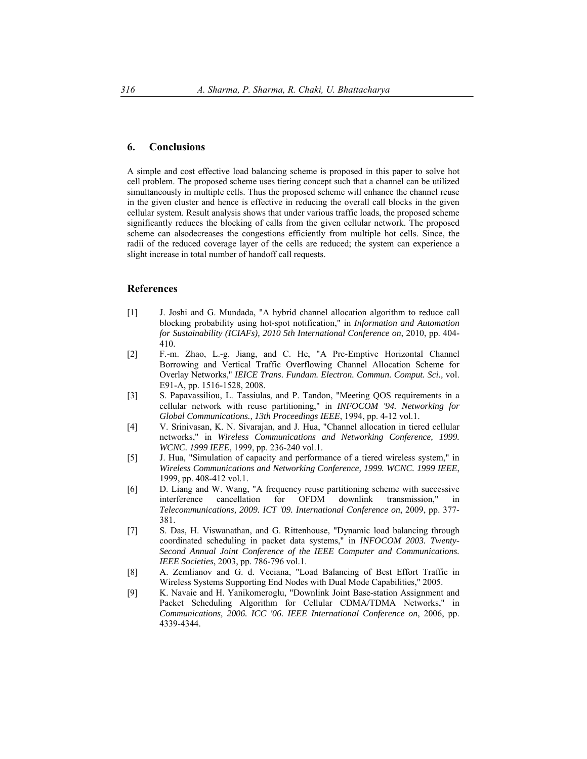## 6. Conclusions

A simple and cost effective load balancing scheme is proposed in this paper to solve hot cell problem. The proposed scheme uses tiering concept such that a channel can be utilized simultaneously in multiple cells. Thus the proposed scheme will enhance the channel reuse in the given cluster and hence is effective in reducing the overall call blocks in the given cellular system. Result analysis shows that under various traffic loads, the proposed scheme significantly reduces the blocking of calls from the given cellular network. The proposed scheme can alsodecreases the congestions efficiently from multiple hot cells. Since, the radii of the reduced coverage layer of the cells are reduced; the system can experience a slight increase in total number of handoff call requests.

## References

[1] J. Joshi and G. Mundada, "A hybrid channel allocation algorithm to reduce call blocking probability using hot-spot notification," in *Information and Automation for Sustainability (ICIAFs), 2010 5th International Conference on*, 2010, pp. 404-410.

[2] F.-m. Zhao, L.-g. Jiang, and C. He, "A Pre-Emptive Horizontal Channel Borrowing and Vertical Traffic Overflowing Channel Allocation Scheme for Overlay Networks," *IEICE Trans. Fundam. Electron. Commun. Comput. Sci.,* vol. E91-A, pp. 1516-1528, 2008.

[3] S. Papavassiliou, L. Tassiulas, and P. Tandon, "Meeting QOS requirements in a cellular network with reuse partitioning," in *INFOCOM '94. Networking for Global Communications., 13th Proceedings IEEE*, 1994, pp. 4-12 vol.1.

[4] V. Srinivasan, K. N. Sivarajan, and J. Hua, "Channel allocation in tiered cellular networks," in *Wireless Communications and Networking Conference, 1999. WCNC. 1999 IEEE*, 1999, pp. 236-240 vol.1.

[5] J. Hua, "Simulation of capacity and performance of a tiered wireless system," in *Wireless Communications and Networking Conference, 1999. WCNC. 1999 IEEE*, 1999, pp. 408-412 vol.1.

[6] D. Liang and W. Wang, "A frequency reuse partitioning scheme with successive interference cancellation for OFDM downlink transmission," in *Telecommunications, 2009. ICT '09. International Conference on*, 2009, pp. 377-381.

[7] S. Das, H. Viswanathan, and G. Rittenhouse, "Dynamic load balancing through coordinated scheduling in packet data systems," in *INFOCOM 2003. Twenty-Second Annual Joint Conference of the IEEE Computer and Communications. IEEE Societies*, 2003, pp. 786-796 vol.1.

[8] A. Zemlianov and G. d. Veciana, "Load Balancing of Best Effort Traffic in Wireless Systems Supporting End Nodes with Dual Mode Capabilities," 2005.

[9] K. Navaie and H. Yanikomeroglu, "Downlink Joint Base-station Assignment and Packet Scheduling Algorithm for Cellular CDMA/TDMA Networks," in *Communications, 2006. ICC '06. IEEE International Conference on*, 2006, pp. 4339-4344.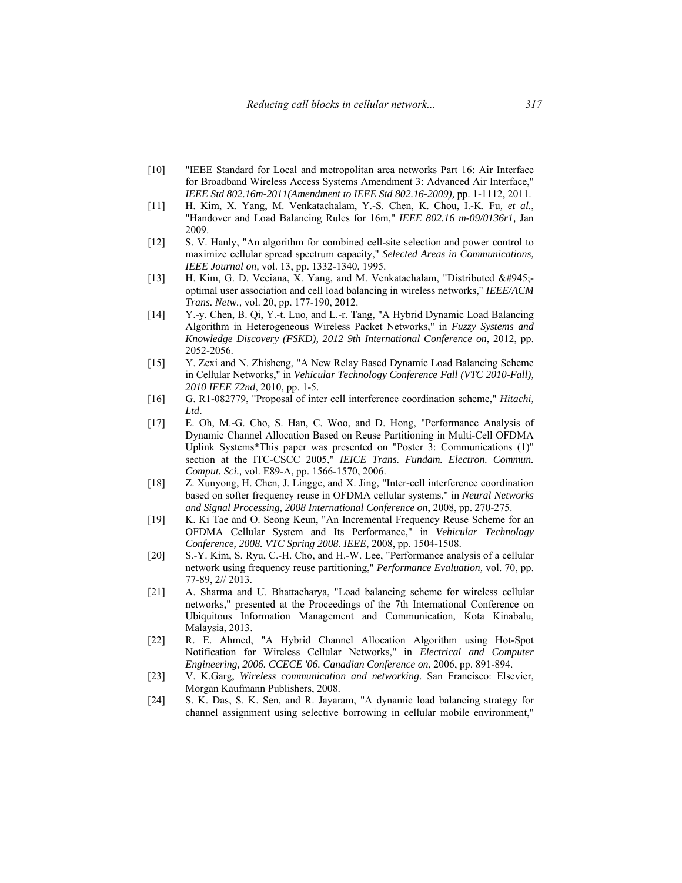[10] "IEEE Standard for Local and metropolitan area networks Part 16: Air Interface for Broadband Wireless Access Systems Amendment 3: Advanced Air Interface," *IEEE Std 802.16m-2011(Amendment to IEEE Std 802.16-2009),* pp. 1-1112, 2011.

[11] H. Kim, X. Yang, M. Venkatachalam, Y.-S. Chen, K. Chou, I.-K. Fu*, et al.*, "Handover and Load Balancing Rules for 16m," *IEEE 802.16 m-09/0136r1,* Jan 2009.

[12] S. V. Hanly, "An algorithm for combined cell-site selection and power control to maximize cellular spread spectrum capacity," *Selected Areas in Communications, IEEE Journal on,* vol. 13, pp. 1332-1340, 1995.

[13] H. Kim, G. D. Veciana, X. Yang, and M. Venkatachalam, "Distributed &#945;-optimal user association and cell load balancing in wireless networks," *IEEE/ACM Trans. Netw.,* vol. 20, pp. 177-190, 2012.

[14] Y.-y. Chen, B. Qi, Y.-t. Luo, and L.-r. Tang, "A Hybrid Dynamic Load Balancing Algorithm in Heterogeneous Wireless Packet Networks," in *Fuzzy Systems and Knowledge Discovery (FSKD), 2012 9th International Conference on*, 2012, pp. 2052-2056.

[15] Y. Zexi and N. Zhisheng, "A New Relay Based Dynamic Load Balancing Scheme in Cellular Networks," in *Vehicular Technology Conference Fall (VTC 2010-Fall), 2010 IEEE 72nd*, 2010, pp. 1-5.

[16] G. R1-082779, "Proposal of inter cell interference coordination scheme," *Hitachi, Ltd*.

[17] E. Oh, M.-G. Cho, S. Han, C. Woo, and D. Hong, "Performance Analysis of Dynamic Channel Allocation Based on Reuse Partitioning in Multi-Cell OFDMA Uplink Systems*This paper was presented on "Poster 3: Communications (1)" section at the ITC-CSCC 2005," *IEICE Trans. Fundam. Electron. Commun. Comput. Sci.,* vol. E89-A, pp. 1566-1570, 2006.

[18] Z. Xunyong, H. Chen, J. Lingge, and X. Jing, "Inter-cell interference coordination based on softer frequency reuse in OFDMA cellular systems," in *Neural Networks and Signal Processing, 2008 International Conference on*, 2008, pp. 270-275.

[19] K. Ki Tae and O. Seong Keun, "An Incremental Frequency Reuse Scheme for an OFDMA Cellular System and Its Performance," in *Vehicular Technology Conference, 2008. VTC Spring 2008. IEEE*, 2008, pp. 1504-1508.

[20] S.-Y. Kim, S. Ryu, C.-H. Cho, and H.-W. Lee, "Performance analysis of a cellular network using frequency reuse partitioning," *Performance Evaluation,* vol. 70, pp. 77-89, 2// 2013.

[21] A. Sharma and U. Bhattacharya, "Load balancing scheme for wireless cellular networks," presented at the Proceedings of the 7th International Conference on Ubiquitous Information Management and Communication, Kota Kinabalu, Malaysia, 2013.

[22] R. E. Ahmed, "A Hybrid Channel Allocation Algorithm using Hot-Spot Notification for Wireless Cellular Networks," in *Electrical and Computer Engineering, 2006. CCECE '06. Canadian Conference on*, 2006, pp. 891-894.

[23] V. K.Garg, *Wireless communication and networking*. San Francisco: Elsevier, Morgan Kaufmann Publishers, 2008.

[24] S. K. Das, S. K. Sen, and R. Jayaram, "A dynamic load balancing strategy for channel assignment using selective borrowing in cellular mobile environment,"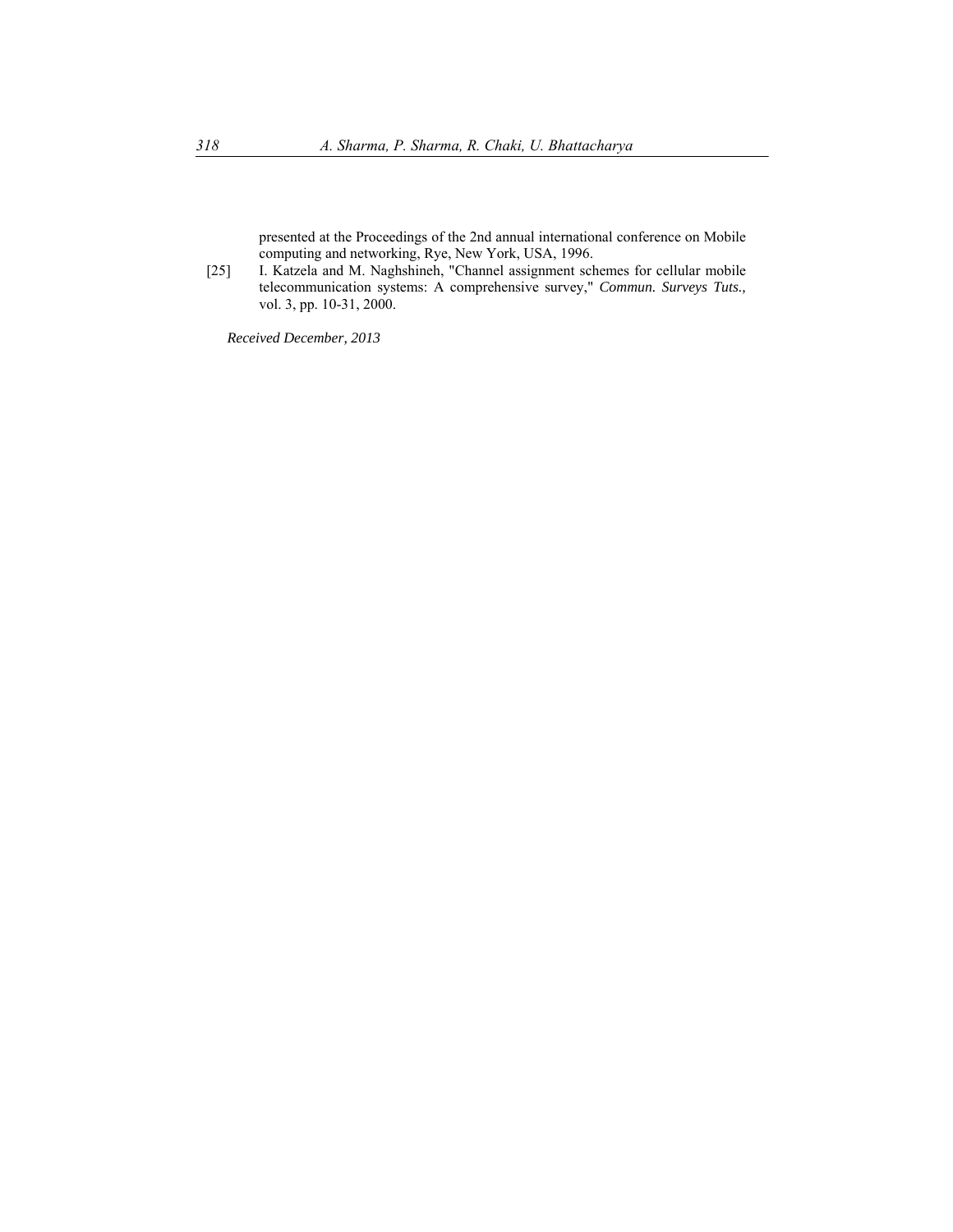presented at the Proceedings of the 2nd annual international conference on Mobile computing and networking, Rye, New York, USA, 1996.

[25] I. Katzela and M. Naghshineh, "Channel assignment schemes for cellular mobile telecommunication systems: A comprehensive survey," *Commun. Surveys Tuts.,* vol. 3, pp. 10-31, 2000.

*Received December, 2013*